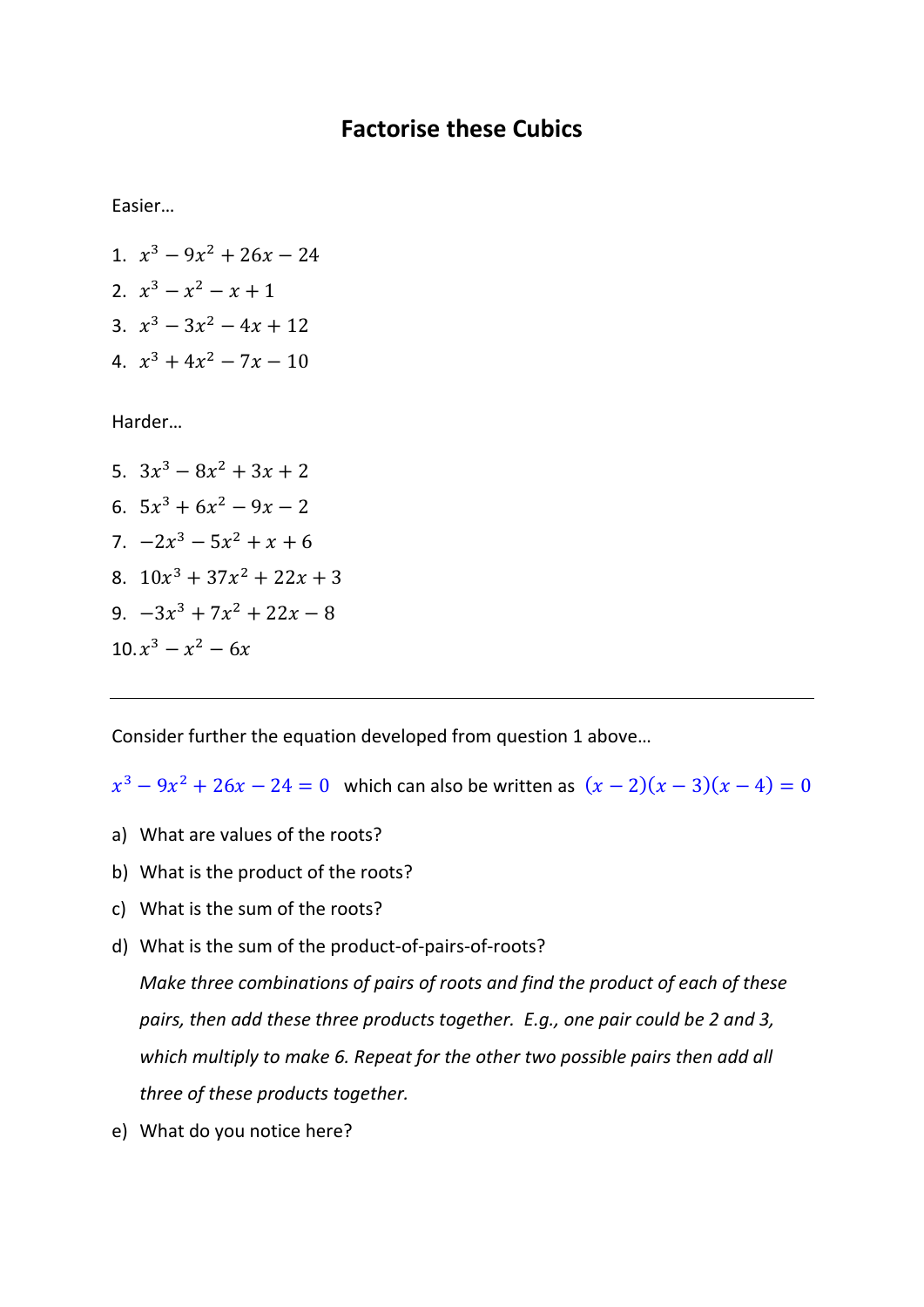# Factorise these Cubics

Easier…

1. $x^3 - 9x^2 + 26x - 24$
2. $x^3 - x^2 - x + 1$
3. $x^3 - 3x^2 - 4x + 12$
4. $x^3 + 4x^2 - 7x - 10$

Harder…

5. $3x^3 - 8x^2 + 3x + 2$
6. $5x^3 + 6x^2 - 9x - 2$
7. $-2x^3 - 5x^2 + x + 6$
8. $10x^3 + 37x^2 + 22x + 3$
9. $-3x^3 + 7x^2 + 22x - 8$
10. $x^3 - x^2 - 6x$

---

Consider further the equation developed from question 1 above…

$x^3 - 9x^2 + 26x - 24 = 0$ which can also be written as $(x-2)(x-3)(x-4) = 0$

a) What are values of the roots?

b) What is the product of the roots?

c) What is the sum of the roots?

d) What is the sum of the product-of-pairs-of-roots?

   *Make three combinations of pairs of roots and find the product of each of these pairs, then add these three products together. E.g., one pair could be 2 and 3, which multiply to make 6. Repeat for the other two possible pairs then add all three of these products together.*

e) What do you notice here?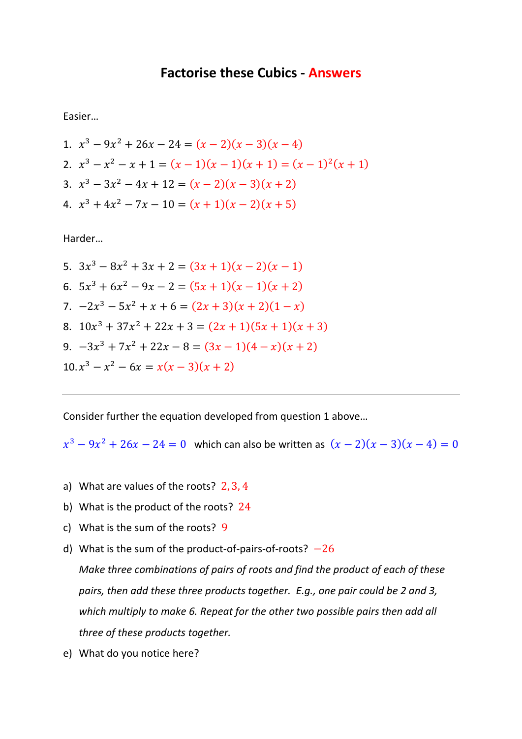# Factorise these Cubics - Answers

Easier…

1. $x^3 - 9x^2 + 26x - 24 = (x-2)(x-3)(x-4)$
2. $x^3 - x^2 - x + 1 = (x-1)(x-1)(x+1) = (x-1)^2(x+1)$
3. $x^3 - 3x^2 - 4x + 12 = (x-2)(x-3)(x+2)$
4. $x^3 + 4x^2 - 7x - 10 = (x+1)(x-2)(x+5)$

Harder…

5. $3x^3 - 8x^2 + 3x + 2 = (3x+1)(x-2)(x-1)$
6. $5x^3 + 6x^2 - 9x - 2 = (5x+1)(x-1)(x+2)$
7. $-2x^3 - 5x^2 + x + 6 = (2x+3)(x+2)(1-x)$
8. $10x^3 + 37x^2 + 22x + 3 = (2x+1)(5x+1)(x+3)$
9. $-3x^3 + 7x^2 + 22x - 8 = (3x-1)(4-x)(x+2)$
10. $x^3 - x^2 - 6x = x(x-3)(x+2)$

---

Consider further the equation developed from question 1 above…

$x^3 - 9x^2 + 26x - 24 = 0$ which can also be written as $(x-2)(x-3)(x-4) = 0$

a) What are values of the roots? $2, 3, 4$

b) What is the product of the roots? $24$

c) What is the sum of the roots? $9$

d) What is the sum of the product-of-pairs-of-roots? $-26$

*Make three combinations of pairs of roots and find the product of each of these pairs, then add these three products together. E.g., one pair could be 2 and 3, which multiply to make 6. Repeat for the other two possible pairs then add all three of these products together.*

e) What do you notice here?